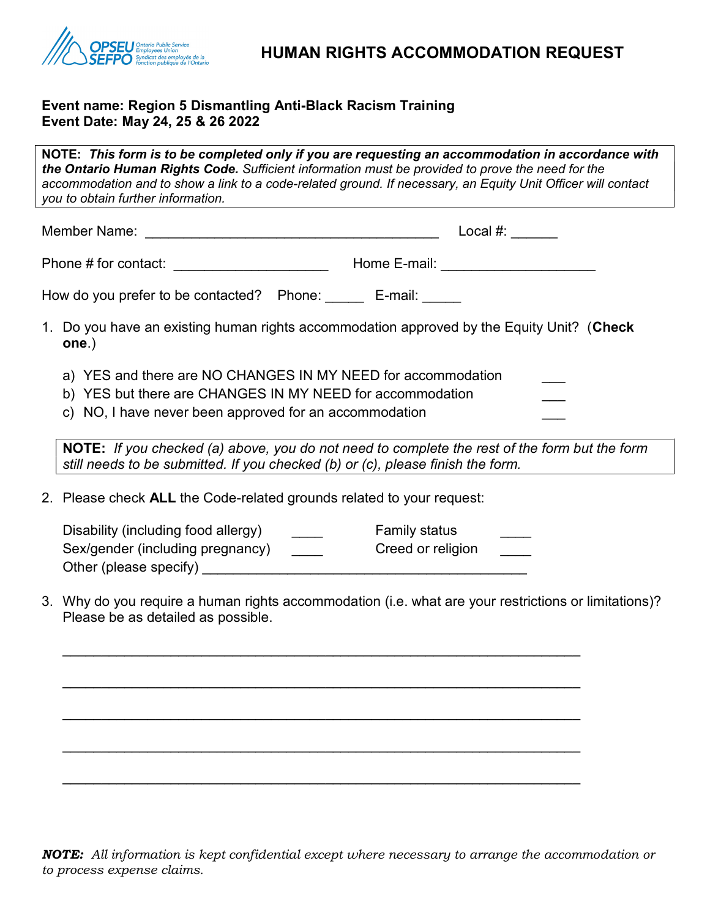OPSEU SEFPO Ontario Public Service Employees Union Syndicat des employés de la fonction publique de l'Ontario

# HUMAN RIGHTS ACCOMMODATION REQUEST

**Event name: Region 5 Dismantling Anti-Black Racism Training**
**Event Date: May 24, 25 & 26 2022**

> **NOTE:** ***This form is to be completed only if you are requesting an accommodation in accordance with the Ontario Human Rights Code.*** *Sufficient information must be provided to prove the need for the accommodation and to show a link to a code-related ground. If necessary, an Equity Unit Officer will contact you to obtain further information.*

Member Name: ______________________________________ Local #: ______

Phone # for contact: ___________________ Home E-mail: ___________________

How do you prefer to be contacted? Phone: _____ E-mail: _____

1. Do you have an existing human rights accommodation approved by the Equity Unit? (**Check one**.)

   a) YES and there are NO CHANGES IN MY NEED for accommodation ___
   b) YES but there are CHANGES IN MY NEED for accommodation ___
   c) NO, I have never been approved for an accommodation ___

> **NOTE:** *If you checked (a) above, you do not need to complete the rest of the form but the form still needs to be submitted. If you checked (b) or (c), please finish the form.*

2. Please check **ALL** the Code-related grounds related to your request:

   Disability (including food allergy) ____ Family status ____
   Sex/gender (including pregnancy) ____ Creed or religion ____
   Other (please specify) _________________________________________

3. Why do you require a human rights accommodation (i.e. what are your restrictions or limitations)? Please be as detailed as possible.

   _________________________________________________________________

   _________________________________________________________________

   _________________________________________________________________

   _________________________________________________________________

   _________________________________________________________________

***NOTE:*** *All information is kept confidential except where necessary to arrange the accommodation or to process expense claims.*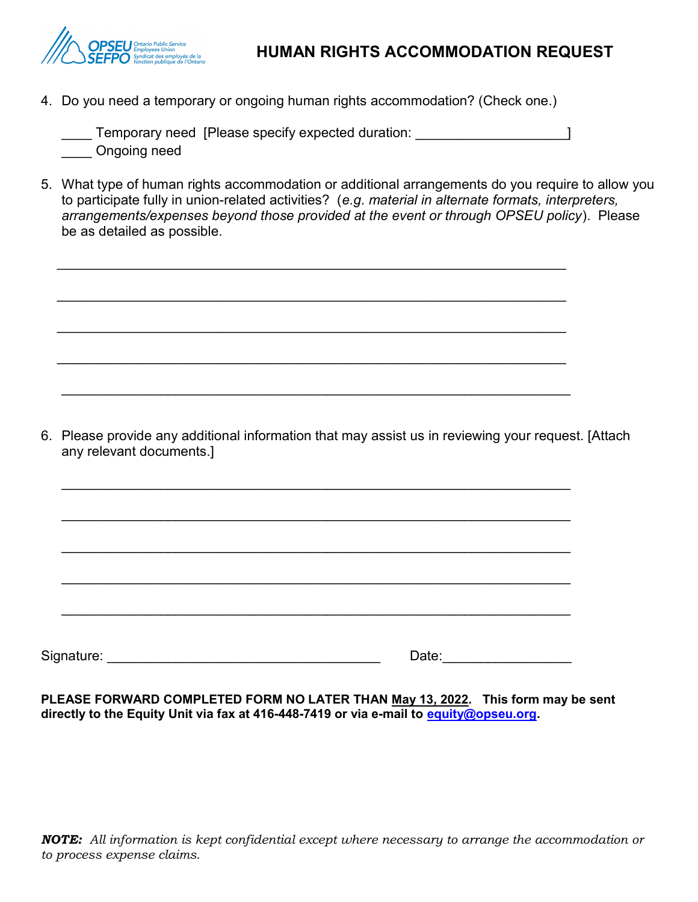# HUMAN RIGHTS ACCOMMODATION REQUEST

4. Do you need a temporary or ongoing human rights accommodation? (Check one.)

   ____ Temporary need [Please specify expected duration: ____________________]
   ____ Ongoing need

5. What type of human rights accommodation or additional arrangements do you require to allow you to participate fully in union-related activities? (*e.g. material in alternate formats, interpreters, arrangements/expenses beyond those provided at the event or through OPSEU policy*). Please be as detailed as possible.

   ____________________________________________________________________

   ____________________________________________________________________

   ____________________________________________________________________

   ____________________________________________________________________

   ____________________________________________________________________

6. Please provide any additional information that may assist us in reviewing your request. [Attach any relevant documents.]

   ____________________________________________________________________

   ____________________________________________________________________

   ____________________________________________________________________

   ____________________________________________________________________

   ____________________________________________________________________

Signature: ___________________________________ Date:_________________

**PLEASE FORWARD COMPLETED FORM NO LATER THAN May 13, 2022. This form may be sent directly to the Equity Unit via fax at 416-448-7419 or via e-mail to equity@opseu.org.**

***NOTE:*** *All information is kept confidential except where necessary to arrange the accommodation or to process expense claims.*